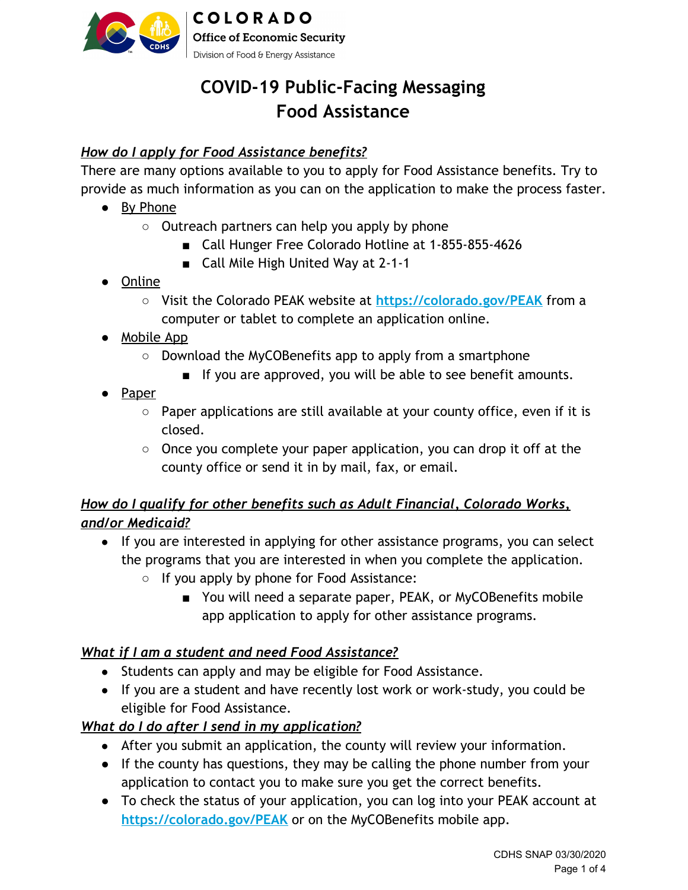COLORADO
Office of Economic Security
Division of Food & Energy Assistance

# COVID-19 Public-Facing Messaging
# Food Assistance

### *How do I apply for Food Assistance benefits?*

There are many options available to you to apply for Food Assistance benefits. Try to provide as much information as you can on the application to make the process faster.

- By Phone
    - Outreach partners can help you apply by phone
        - Call Hunger Free Colorado Hotline at 1-855-855-4626
        - Call Mile High United Way at 2-1-1
- Online
    - Visit the Colorado PEAK website at https://colorado.gov/PEAK from a computer or tablet to complete an application online.
- Mobile App
    - Download the MyCOBenefits app to apply from a smartphone
        - If you are approved, you will be able to see benefit amounts.
- Paper
    - Paper applications are still available at your county office, even if it is closed.
    - Once you complete your paper application, you can drop it off at the county office or send it in by mail, fax, or email.

### *How do I qualify for other benefits such as Adult Financial, Colorado Works, and/or Medicaid?*

- If you are interested in applying for other assistance programs, you can select the programs that you are interested in when you complete the application.
    - If you apply by phone for Food Assistance:
        - You will need a separate paper, PEAK, or MyCOBenefits mobile app application to apply for other assistance programs.

### *What if I am a student and need Food Assistance?*

- Students can apply and may be eligible for Food Assistance.
- If you are a student and have recently lost work or work-study, you could be eligible for Food Assistance.

### *What do I do after I send in my application?*

- After you submit an application, the county will review your information.
- If the county has questions, they may be calling the phone number from your application to contact you to make sure you get the correct benefits.
- To check the status of your application, you can log into your PEAK account at https://colorado.gov/PEAK or on the MyCOBenefits mobile app.

CDHS SNAP 03/30/2020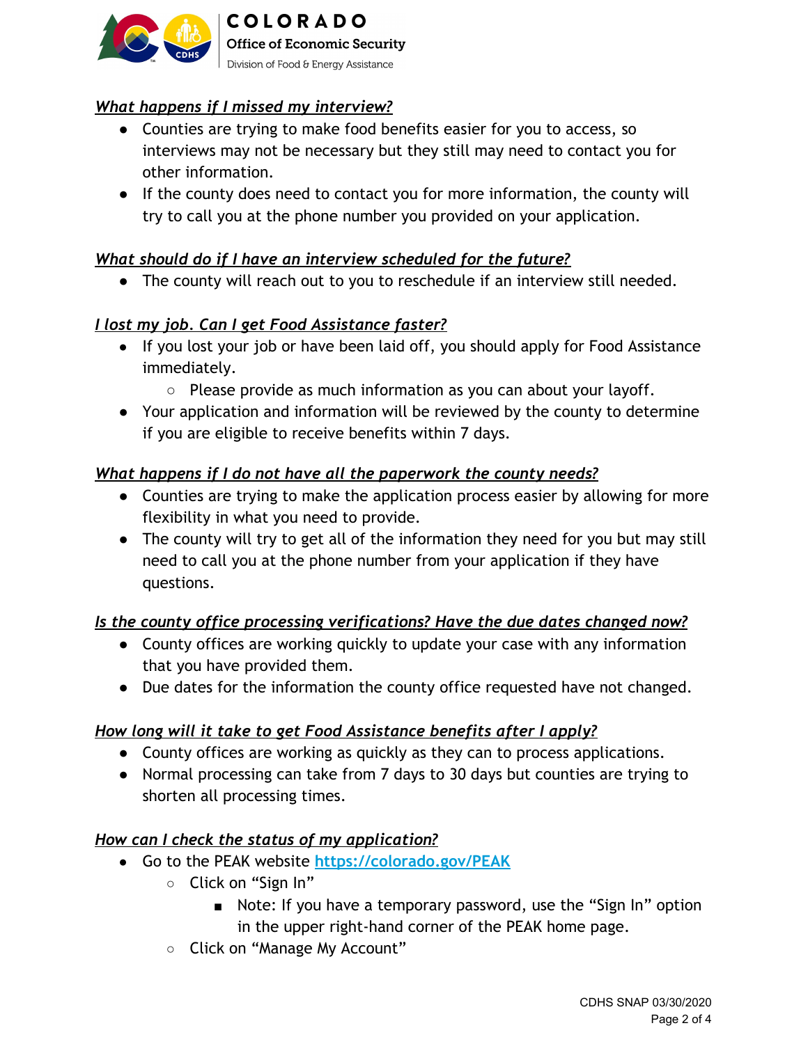### *What happens if I missed my interview?*

- Counties are trying to make food benefits easier for you to access, so interviews may not be necessary but they still may need to contact you for other information.
- If the county does need to contact you for more information, the county will try to call you at the phone number you provided on your application.

### *What should do if I have an interview scheduled for the future?*

- The county will reach out to you to reschedule if an interview still needed.

### *I lost my job. Can I get Food Assistance faster?*

- If you lost your job or have been laid off, you should apply for Food Assistance immediately.
  - Please provide as much information as you can about your layoff.
- Your application and information will be reviewed by the county to determine if you are eligible to receive benefits within 7 days.

### *What happens if I do not have all the paperwork the county needs?*

- Counties are trying to make the application process easier by allowing for more flexibility in what you need to provide.
- The county will try to get all of the information they need for you but may still need to call you at the phone number from your application if they have questions.

### *Is the county office processing verifications? Have the due dates changed now?*

- County offices are working quickly to update your case with any information that you have provided them.
- Due dates for the information the county office requested have not changed.

### *How long will it take to get Food Assistance benefits after I apply?*

- County offices are working as quickly as they can to process applications.
- Normal processing can take from 7 days to 30 days but counties are trying to shorten all processing times.

### *How can I check the status of my application?*

- Go to the PEAK website [https://colorado.gov/PEAK](https://colorado.gov/PEAK)
  - Click on "Sign In"
    - Note: If you have a temporary password, use the "Sign In" option in the upper right-hand corner of the PEAK home page.
  - Click on "Manage My Account"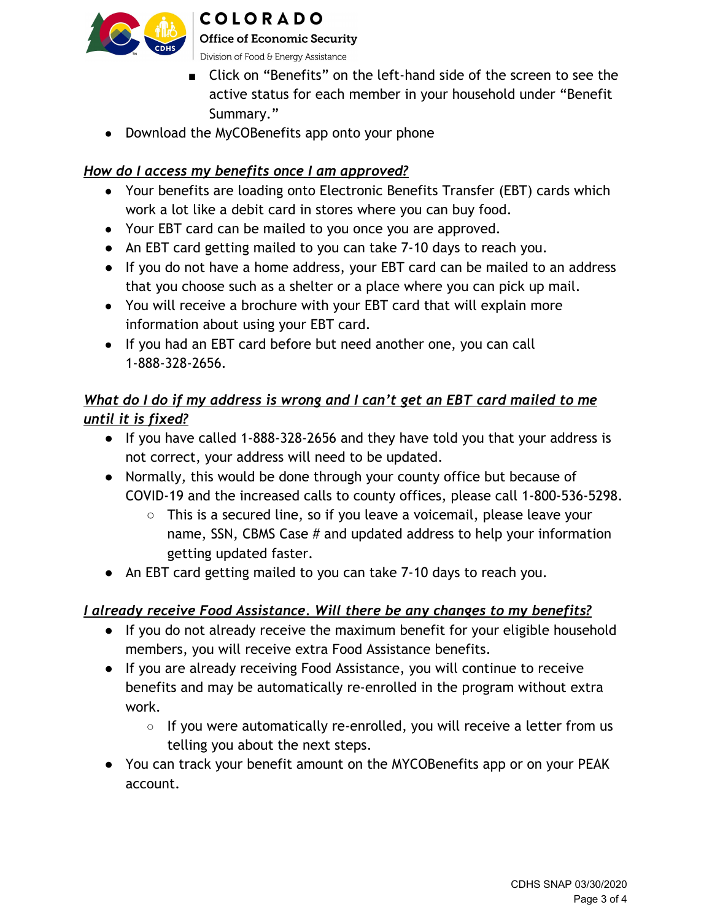- Click on “Benefits” on the left-hand side of the screen to see the active status for each member in your household under “Benefit Summary.”

- Download the MyCOBenefits app onto your phone

***How do I access my benefits once I am approved?***

- Your benefits are loading onto Electronic Benefits Transfer (EBT) cards which work a lot like a debit card in stores where you can buy food.
- Your EBT card can be mailed to you once you are approved.
- An EBT card getting mailed to you can take 7-10 days to reach you.
- If you do not have a home address, your EBT card can be mailed to an address that you choose such as a shelter or a place where you can pick up mail.
- You will receive a brochure with your EBT card that will explain more information about using your EBT card.
- If you had an EBT card before but need another one, you can call 1-888-328-2656.

***What do I do if my address is wrong and I can't get an EBT card mailed to me until it is fixed?***

- If you have called 1-888-328-2656 and they have told you that your address is not correct, your address will need to be updated.
- Normally, this would be done through your county office but because of COVID-19 and the increased calls to county offices, please call 1-800-536-5298.
  - This is a secured line, so if you leave a voicemail, please leave your name, SSN, CBMS Case # and updated address to help your information getting updated faster.
- An EBT card getting mailed to you can take 7-10 days to reach you.

***I already receive Food Assistance. Will there be any changes to my benefits?***

- If you do not already receive the maximum benefit for your eligible household members, you will receive extra Food Assistance benefits.
- If you are already receiving Food Assistance, you will continue to receive benefits and may be automatically re-enrolled in the program without extra work.
  - If you were automatically re-enrolled, you will receive a letter from us telling you about the next steps.
- You can track your benefit amount on the MYCOBenefits app or on your PEAK account.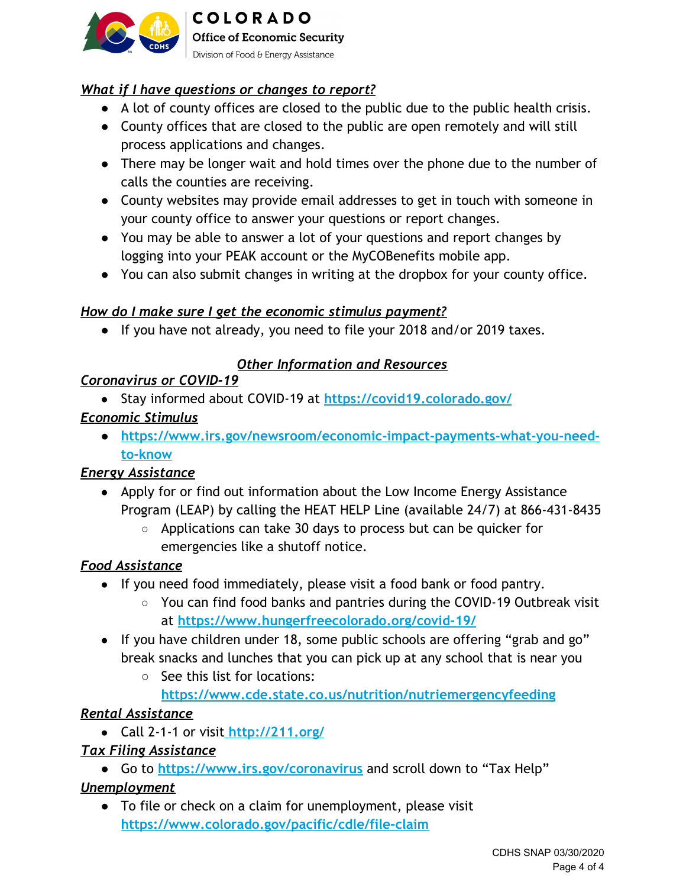***What if I have questions or changes to report?***

- A lot of county offices are closed to the public due to the public health crisis.
- County offices that are closed to the public are open remotely and will still process applications and changes.
- There may be longer wait and hold times over the phone due to the number of calls the counties are receiving.
- County websites may provide email addresses to get in touch with someone in your county office to answer your questions or report changes.
- You may be able to answer a lot of your questions and report changes by logging into your PEAK account or the MyCOBenefits mobile app.
- You can also submit changes in writing at the dropbox for your county office.

***How do I make sure I get the economic stimulus payment?***

- If you have not already, you need to file your 2018 and/or 2019 taxes.

## ***Other Information and Resources***

***Coronavirus or COVID-19***

- Stay informed about COVID-19 at https://covid19.colorado.gov/

***Economic Stimulus***

- https://www.irs.gov/newsroom/economic-impact-payments-what-you-need-to-know

***Energy Assistance***

- Apply for or find out information about the Low Income Energy Assistance Program (LEAP) by calling the HEAT HELP Line (available 24/7) at 866-431-8435
  - Applications can take 30 days to process but can be quicker for emergencies like a shutoff notice.

***Food Assistance***

- If you need food immediately, please visit a food bank or food pantry.
  - You can find food banks and pantries during the COVID-19 Outbreak visit at https://www.hungerfreecolorado.org/covid-19/
- If you have children under 18, some public schools are offering "grab and go" break snacks and lunches that you can pick up at any school that is near you
  - See this list for locations: https://www.cde.state.co.us/nutrition/nutriemergencyfeeding

***Rental Assistance***

- Call 2-1-1 or visit http://211.org/

***Tax Filing Assistance***

- Go to https://www.irs.gov/coronavirus and scroll down to "Tax Help"

***Unemployment***

- To file or check on a claim for unemployment, please visit https://www.colorado.gov/pacific/cdle/file-claim

CDHS SNAP 03/30/2020